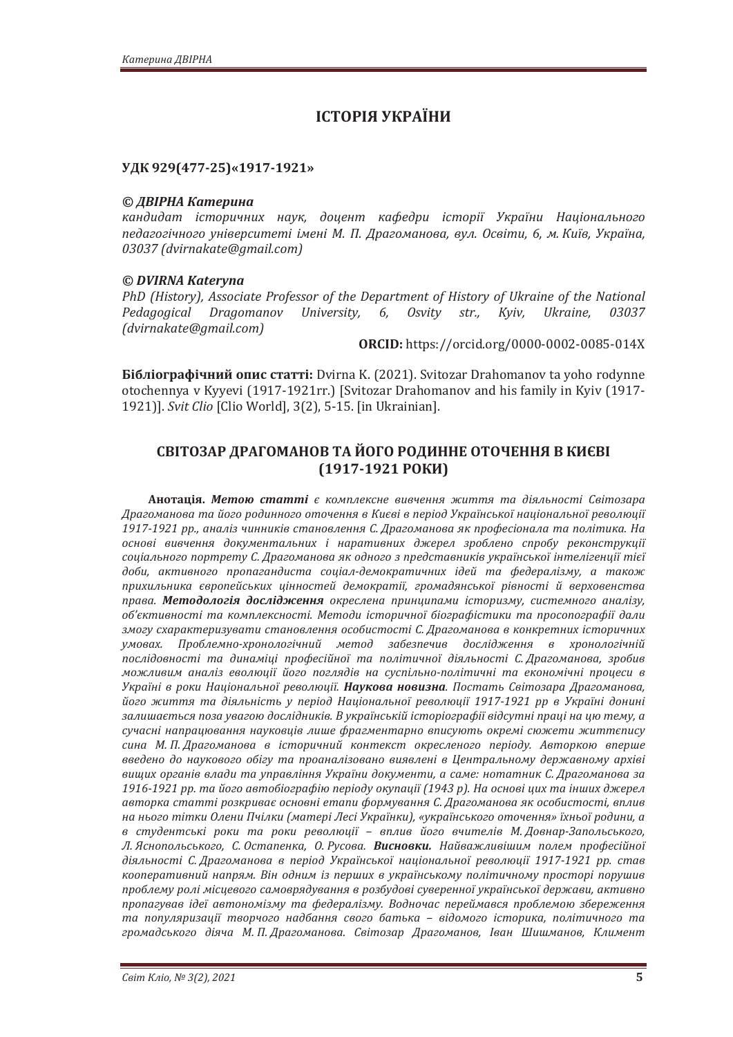# ІСТОРІЯ УКРАЇНИ

**УДК 929(477-25)«1917-1921»**

***© ДВІРНА Катерина***
*кандидат історичних наук, доцент кафедри історії України Національного педагогічного університеті імені М. П. Драгоманова, вул. Освіти, 6, м. Київ, Україна, 03037 (dvirnakate@gmail.com)*

***© DVIRNA Kateryna***
*PhD (History), Associate Professor of the Department of History of Ukraine of the National Pedagogical Dragomanov University, 6, Osvity str., Kyiv, Ukraine, 03037 (dvirnakate@gmail.com)*

**ORCID:** https://orcid.org/0000-0002-0085-014X

**Бібліографічний опис статті:** Dvirna K. (2021). Svitozar Drahomanov ta yoho rodynne otochennya v Kyyevi (1917-1921rr.) [Svitozar Drahomanov and his family in Kyiv (1917-1921)]. *Svit Clio* [Clio World], 3(2), 5-15. [in Ukrainian].

## СВІТОЗАР ДРАГОМАНОВ ТА ЙОГО РОДИННЕ ОТОЧЕННЯ В КИЄВІ (1917-1921 РОКИ)

**Анотація.** ***Метою статті*** *є комплексне вивчення життя та діяльності Світозара Драгоманова та його родинного оточення в Києві в період Української національної революції 1917-1921 рр., аналіз чинників становлення С. Драгоманова як професіонала та політика. На основі вивчення документальних і наративних джерел зроблено спробу реконструкції соціального портрету С. Драгоманова як одного з представників української інтелігенції тієї доби, активного пропагандиста соціал-демократичних ідей та федералізму, а також прихильника європейських цінностей демократії, громадянської рівності й верховенства права.* ***Методологія дослідження*** *окреслена принципами історизму, системного аналізу, об'єктивності та комплексності. Методи історичної біографістики та просопографії дали змогу схарактеризувати становлення особистості С. Драгоманова в конкретних історичних умовах. Проблемно-хронологічний метод забезпечив дослідження в хронологічній послідовності та динаміці професійної та політичної діяльності С. Драгоманова, зробив можливим аналіз еволюції його поглядів на суспільно-політичні та економічні процеси в Україні в роки Національної революції.* ***Наукова новизна****. Постать Світозара Драгоманова, його життя та діяльність у період Національної революції 1917-1921 рр в Україні донині залишається поза увагою дослідників. В українській історіографії відсутні праці на цю тему, а сучасні напрацювання науковців лише фрагментарно вписують окремі сюжети життєпису сина М. П. Драгоманова в історичний контекст окресленого періоду. Авторкою вперше введено до наукового обігу та проаналізовано виявлені в Центральному державному архіві вищих органів влади та управління України документи, а саме: нотатник С. Драгоманова за 1916-1921 рр. та його автобіографію періоду окупації (1943 р). На основі цих та інших джерел авторка статті розкриває основні етапи формування С. Драгоманова як особистості, вплив на нього тітки Олени Пчілки (матері Лесі Українки), «українського оточення» їхньої родини, а в студентські роки та роки революції – вплив його вчителів М. Довнар-Запольського, Л. Яснопольського, С. Остапенка, О. Русова.* ***Висновки.*** *Найважливішим полем професійної діяльності С. Драгоманова в період Української національної революції 1917-1921 рр. став кооперативний напрям. Він одним із перших в українському політичному просторі порушив проблему ролі місцевого самоврядування в розбудові суверенної української держави, активно пропагував ідеї автономізму та федералізму. Водночас переймався проблемою збереження та популяризації творчого надбання свого батька – відомого історика, політичного та громадського діяча М. П. Драгоманова. Світозар Драгоманов, Іван Шишманов, Климент*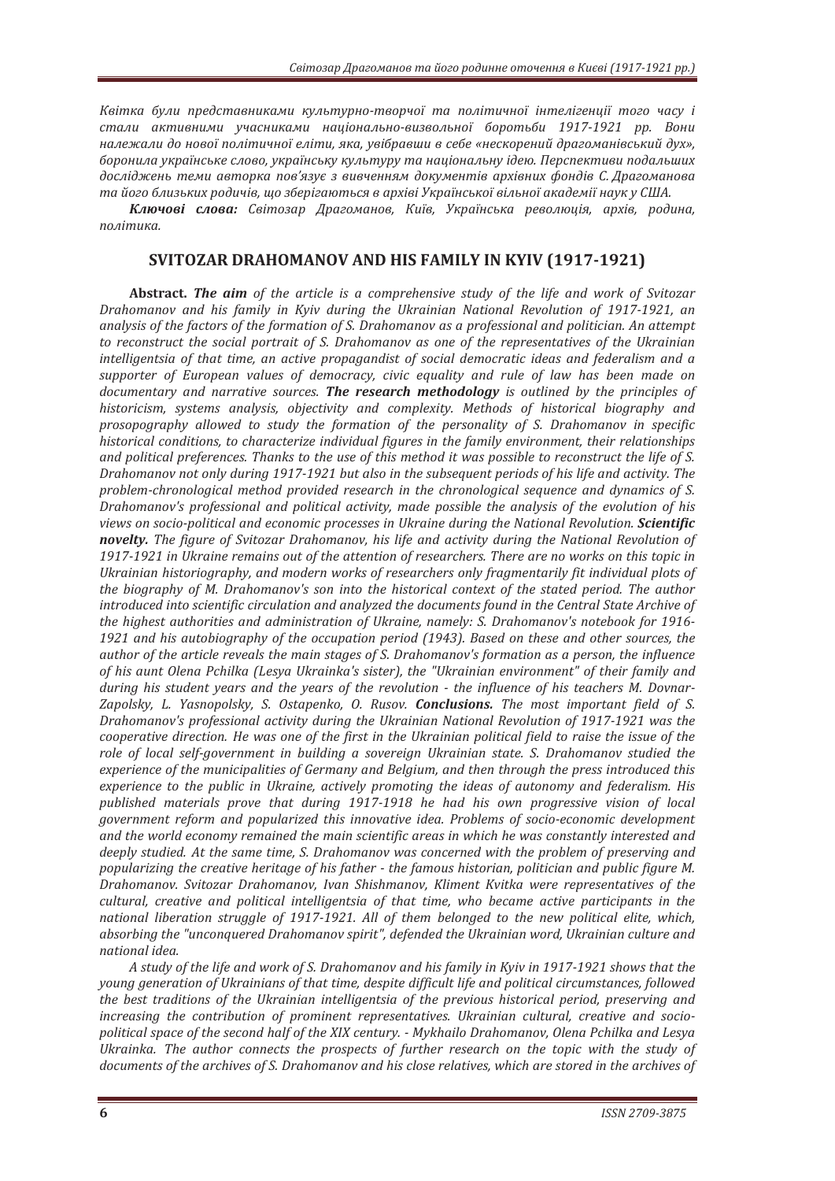*Квітка були представниками культурно-творчої та політичної інтелігенції того часу і стали активними учасниками національно-визвольної боротьби 1917-1921 рр. Вони належали до нової політичної еліти, яка, увібравши в себе «нескорений драгоманівський дух», боронила українське слово, українську культуру та національну ідею. Перспективи подальших досліджень теми авторка пов'язує з вивченням документів архівних фондів С. Драгоманова та його близьких родичів, що зберігаються в архіві Української вільної академії наук у США.*

***Ключові слова:*** *Світозар Драгоманов, Київ, Українська революція, архів, родина, політика.*

## SVITOZAR DRAHOMANOV AND HIS FAMILY IN KYIV (1917-1921)

**Abstract.** ***The aim*** *of the article is a comprehensive study of the life and work of Svitozar Drahomanov and his family in Kyiv during the Ukrainian National Revolution of 1917-1921, an analysis of the factors of the formation of S. Drahomanov as a professional and politician. An attempt to reconstruct the social portrait of S. Drahomanov as one of the representatives of the Ukrainian intelligentsia of that time, an active propagandist of social democratic ideas and federalism and a supporter of European values of democracy, civic equality and rule of law has been made on documentary and narrative sources.* ***The research methodology*** *is outlined by the principles of historicism, systems analysis, objectivity and complexity. Methods of historical biography and prosopography allowed to study the formation of the personality of S. Drahomanov in specific historical conditions, to characterize individual figures in the family environment, their relationships and political preferences. Thanks to the use of this method it was possible to reconstruct the life of S. Drahomanov not only during 1917-1921 but also in the subsequent periods of his life and activity. The problem-chronological method provided research in the chronological sequence and dynamics of S. Drahomanov's professional and political activity, made possible the analysis of the evolution of his views on socio-political and economic processes in Ukraine during the National Revolution.* ***Scientific novelty.*** *The figure of Svitozar Drahomanov, his life and activity during the National Revolution of 1917-1921 in Ukraine remains out of the attention of researchers. There are no works on this topic in Ukrainian historiography, and modern works of researchers only fragmentarily fit individual plots of the biography of M. Drahomanov's son into the historical context of the stated period. The author introduced into scientific circulation and analyzed the documents found in the Central State Archive of the highest authorities and administration of Ukraine, namely: S. Drahomanov's notebook for 1916-1921 and his autobiography of the occupation period (1943). Based on these and other sources, the author of the article reveals the main stages of S. Drahomanov's formation as a person, the influence of his aunt Olena Pchilka (Lesya Ukrainka's sister), the "Ukrainian environment" of their family and during his student years and the years of the revolution - the influence of his teachers M. Dovnar-Zapolsky, L. Yasnopolsky, S. Ostapenko, O. Rusov.* ***Conclusions.*** *The most important field of S. Drahomanov's professional activity during the Ukrainian National Revolution of 1917-1921 was the cooperative direction. He was one of the first in the Ukrainian political field to raise the issue of the role of local self-government in building a sovereign Ukrainian state. S. Drahomanov studied the experience of the municipalities of Germany and Belgium, and then through the press introduced this experience to the public in Ukraine, actively promoting the ideas of autonomy and federalism. His published materials prove that during 1917-1918 he had his own progressive vision of local government reform and popularized this innovative idea. Problems of socio-economic development and the world economy remained the main scientific areas in which he was constantly interested and deeply studied. At the same time, S. Drahomanov was concerned with the problem of preserving and popularizing the creative heritage of his father - the famous historian, politician and public figure M. Drahomanov. Svitozar Drahomanov, Ivan Shishmanov, Kliment Kvitka were representatives of the cultural, creative and political intelligentsia of that time, who became active participants in the national liberation struggle of 1917-1921. All of them belonged to the new political elite, which, absorbing the "unconquered Drahomanov spirit", defended the Ukrainian word, Ukrainian culture and national idea.*

*A study of the life and work of S. Drahomanov and his family in Kyiv in 1917-1921 shows that the young generation of Ukrainians of that time, despite difficult life and political circumstances, followed the best traditions of the Ukrainian intelligentsia of the previous historical period, preserving and increasing the contribution of prominent representatives. Ukrainian cultural, creative and socio-political space of the second half of the XIX century. - Mykhailo Drahomanov, Olena Pchilka and Lesya Ukrainka. The author connects the prospects of further research on the topic with the study of documents of the archives of S. Drahomanov and his close relatives, which are stored in the archives of*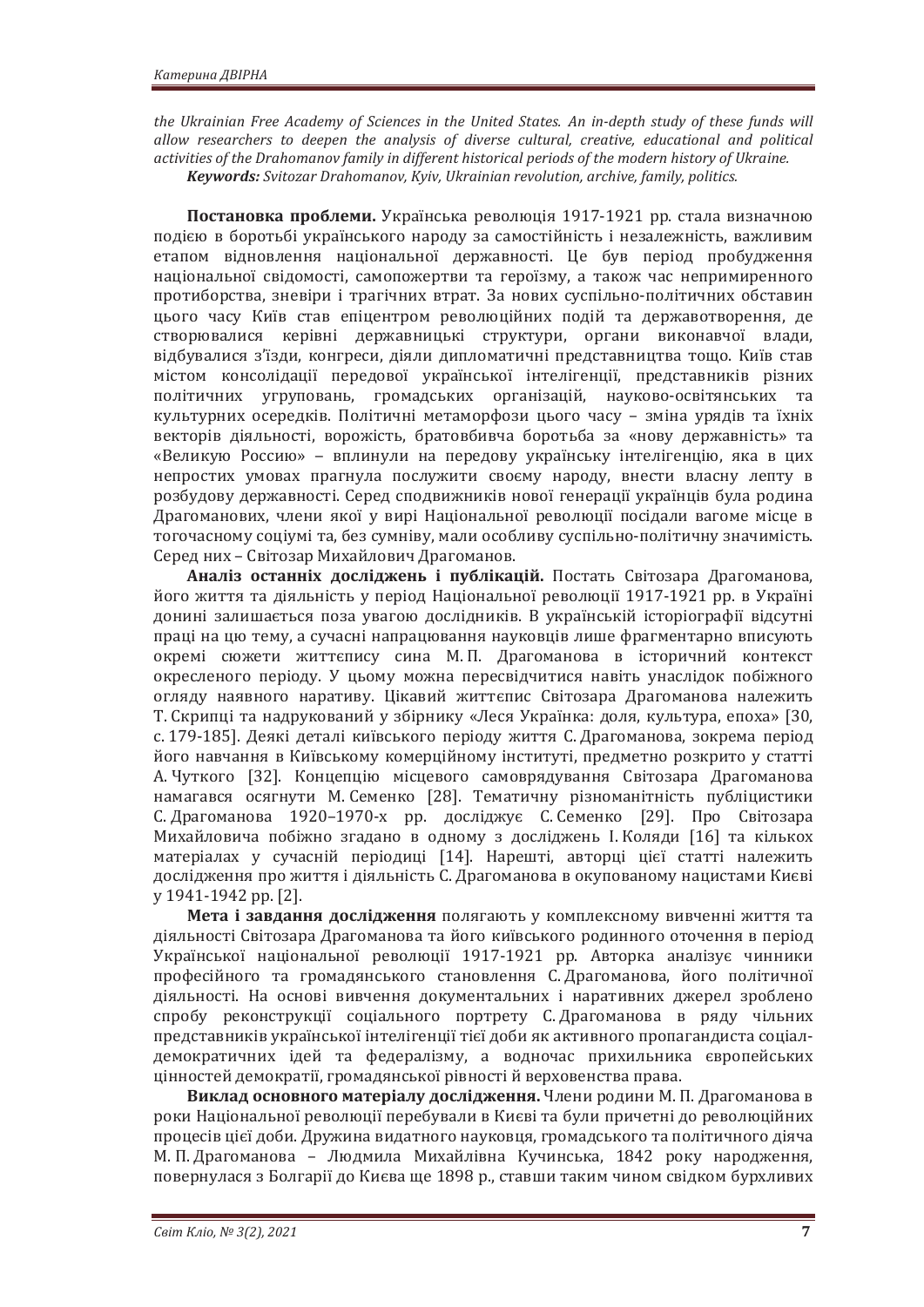*the Ukrainian Free Academy of Sciences in the United States. An in-depth study of these funds will allow researchers to deepen the analysis of diverse cultural, creative, educational and political activities of the Drahomanov family in different historical periods of the modern history of Ukraine.*

***Keywords:*** *Svitozar Drahomanov, Kyiv, Ukrainian revolution, archive, family, politics.*

**Постановка проблеми.** Українська революція 1917-1921 рр. стала визначною подією в боротьбі українського народу за самостійність і незалежність, важливим етапом відновлення національної державності. Це був період пробудження національної свідомості, самопожертви та героїзму, а також час непримиренного протиборства, зневіри і трагічних втрат. За нових суспільно-політичних обставин цього часу Київ став епіцентром революційних подій та державотворення, де створювалися керівні державницькі структури, органи виконавчої влади, відбувалися з'їзди, конгреси, діяли дипломатичні представництва тощо. Київ став містом консолідації передової української інтелігенції, представників різних політичних угруповань, громадських організацій, науково-освітянських та культурних осередків. Політичні метаморфози цього часу – зміна урядів та їхніх векторів діяльності, ворожість, братовбивча боротьба за «нову державність» та «Великую Россию» – вплинули на передову українську інтелігенцію, яка в цих непростих умовах прагнула послужити своєму народу, внести власну лепту в розбудову державності. Серед сподвижників нової генерації українців була родина Драгоманових, члени якої у вирі Національної революції посідали вагоме місце в тогочасному соціумі та, без сумніву, мали особливу суспільно-політичну значимість. Серед них – Світозар Михайлович Драгоманов.

**Аналіз останніх досліджень і публікацій.** Постать Світозара Драгоманова, його життя та діяльність у період Національної революції 1917-1921 рр. в Україні донині залишається поза увагою дослідників. В українській історіографії відсутні праці на цю тему, а сучасні напрацювання науковців лише фрагментарно вписують окремі сюжети життєпису сина М. П. Драгоманова в історичний контекст окресленого періоду. У цьому можна пересвідчитися навіть унаслідок побіжного огляду наявного наративу. Цікавий життєпис Світозара Драгоманова належить Т. Скрипці та надрукований у збірнику «Леся Українка: доля, культура, епоха» [30, с. 179-185]. Деякі деталі київського періоду життя С. Драгоманова, зокрема період його навчання в Київському комерційному інституті, предметно розкрито у статті А. Чуткого [32]. Концепцію місцевого самоврядування Світозара Драгоманова намагався осягнути М. Семенко [28]. Тематичну різноманітність публіцистики С. Драгоманова 1920–1970-х рр. досліджує С. Семенко [29]. Про Світозара Михайловича побіжно згадано в одному з досліджень І. Коляди [16] та кількох матеріалах у сучасній періодиці [14]. Нарешті, авторці цієї статті належить дослідження про життя і діяльність С. Драгоманова в окупованому нацистами Києві у 1941-1942 рр. [2].

**Мета і завдання дослідження** полягають у комплексному вивченні життя та діяльності Світозара Драгоманова та його київського родинного оточення в період Української національної революції 1917-1921 рр. Авторка аналізує чинники професійного та громадянського становлення С. Драгоманова, його політичної діяльності. На основі вивчення документальних і наративних джерел зроблено спробу реконструкції соціального портрету С. Драгоманова в ряду чільних представників української інтелігенції тієї доби як активного пропагандиста соціал-демократичних ідей та федералізму, а водночас прихильника європейських цінностей демократії, громадянської рівності й верховенства права.

**Виклад основного матеріалу дослідження.** Члени родини М. П. Драгоманова в роки Національної революції перебували в Києві та були причетні до революційних процесів цієї доби. Дружина видатного науковця, громадського та політичного діяча М. П. Драгоманова – Людмила Михайлівна Кучинська, 1842 року народження, повернулася з Болгарії до Києва ще 1898 р., ставши таким чином свідком бурхливих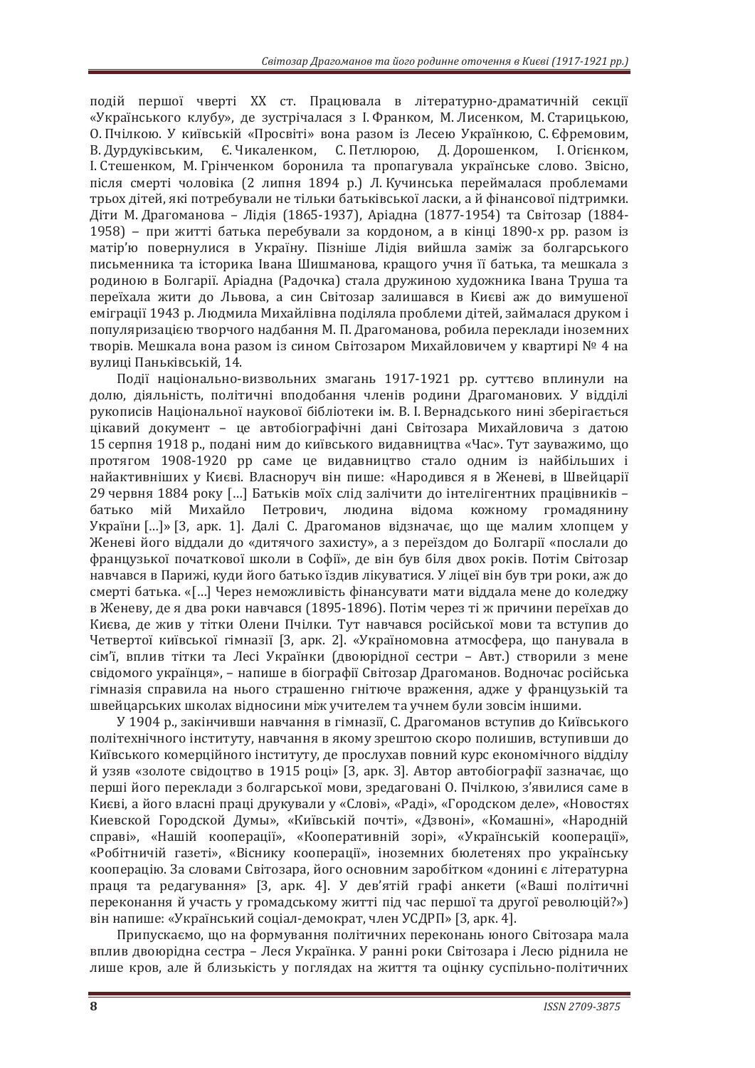подій першої чверті XX ст. Працювала в літературно-драматичній секції «Українського клубу», де зустрічалася з І. Франком, М. Лисенком, М. Старицькою, О. Пчілкою. У київській «Просвіті» вона разом із Лесею Українкою, С. Єфремовим, В. Дурдуківським, Є. Чикаленком, С. Петлюрою, Д. Дорошенком, І. Огієнком, І. Стешенком, М. Грінченком боронила та пропагувала українське слово. Звісно, після смерті чоловіка (2 липня 1894 р.) Л. Кучинська переймалася проблемами трьох дітей, які потребували не тільки батьківської ласки, а й фінансової підтримки. Діти М. Драгоманова – Лідія (1865-1937), Аріадна (1877-1954) та Світозар (1884-1958) – при житті батька перебували за кордоном, а в кінці 1890-х рр. разом із матір'ю повернулися в Україну. Пізніше Лідія вийшла заміж за болгарського письменника та історика Івана Шишманова, кращого учня її батька, та мешкала з родиною в Болгарії. Аріадна (Радочка) стала дружиною художника Івана Труша та переїхала жити до Львова, а син Світозар залишався в Києві аж до вимушеної еміграції 1943 р. Людмила Михайлівна поділяла проблеми дітей, займалася друком і популяризацією творчого надбання М. П. Драгоманова, робила переклади іноземних творів. Мешкала вона разом із сином Світозаром Михайловичем у квартирі № 4 на вулиці Паньківській, 14.

Події національно-визвольних змагань 1917-1921 рр. суттєво вплинули на долю, діяльність, політичні вподобання членів родини Драгоманових. У відділі рукописів Національної наукової бібліотеки ім. В. І. Вернадського нині зберігається цікавий документ – це автобіографічні дані Світозара Михайловича з датою 15 серпня 1918 р., подані ним до київського видавництва «Час». Тут зауважимо, що протягом 1908-1920 рр саме це видавництво стало одним із найбільших і найактивніших у Києві. Власноруч він пише: «Народився я в Женеві, в Швейцарії 29 червня 1884 року […] Батьків моїх слід залічити до інтелігентних працівників – батько мій Михайло Петрович, людина відома кожному громадянину України […]» [3, арк. 1]. Далі С. Драгоманов відзначає, що ще малим хлопцем у Женеві його віддали до «дитячого захисту», а з переїздом до Болгарії «послали до французької початкової школи в Софії», де він був біля двох років. Потім Світозар навчався в Парижі, куди його батько їздив лікуватися. У ліцеї він був три роки, аж до смерті батька. «[…] Через неможливість фінансувати мати віддала мене до коледжу в Женеву, де я два роки навчався (1895-1896). Потім через ті ж причини переїхав до Києва, де жив у тітки Олени Пчілки. Тут навчався російської мови та вступив до Четвертої київської гімназії [3, арк. 2]. «Україномовна атмосфера, що панувала в сім'ї, вплив тітки та Лесі Українки (двоюрідної сестри – Авт.) створили з мене свідомого українця», – напише в біографії Світозар Драгоманов. Водночас російська гімназія справила на нього страшенно гнітюче враження, адже у французькій та швейцарських школах відносини між учителем та учнем були зовсім іншими.

У 1904 р., закінчивши навчання в гімназії, С. Драгоманов вступив до Київського політехнічного інституту, навчання в якому зрештою скоро полишив, вступивши до Київського комерційного інституту, де прослухав повний курс економічного відділу й узяв «золоте свідоцтво в 1915 році» [3, арк. 3]. Автор автобіографії зазначає, що перші його переклади з болгарської мови, зредаговані О. Пчілкою, з'явилися саме в Києві, а його власні праці друкували у «Слові», «Раді», «Городском деле», «Новостях Киевской Городской Думы», «Київській почті», «Дзвоні», «Комашні», «Народній справі», «Нашій кооперації», «Кооперативній зорі», «Українській кооперації», «Робітничій газеті», «Віснику кооперації», іноземних бюлетенях про українську кооперацію. За словами Світозара, його основним заробітком «донині є літературна праця та редагування» [3, арк. 4]. У дев'ятій графі анкети («Ваші політичні переконання й участь у громадському житті під час першої та другої революцій?») він напише: «Український соціал-демократ, член УСДРП» [3, арк. 4].

Припускаємо, що на формування політичних переконань юного Світозара мала вплив двоюрідна сестра – Леся Українка. У ранні роки Світозара і Лесю ріднила не лише кров, але й близькість у поглядах на життя та оцінку суспільно-політичних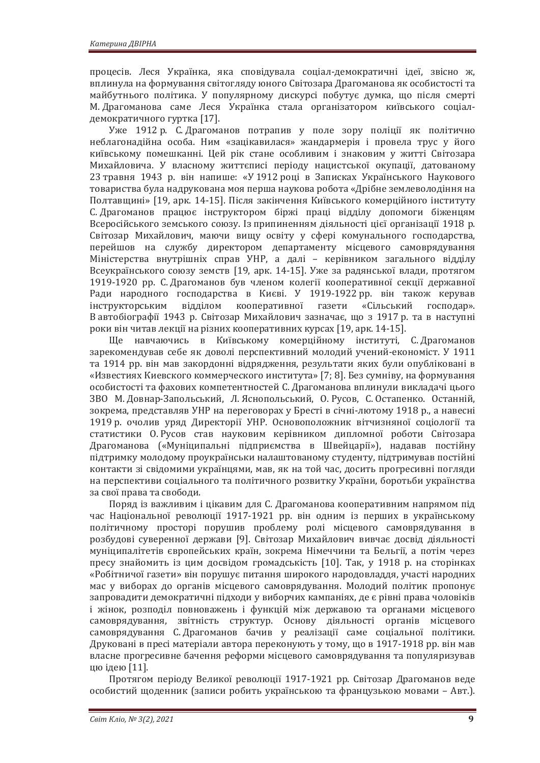процесів. Леся Українка, яка сповідувала соціал-демократичні ідеї, звісно ж, вплинула на формування світогляду юного Світозара Драгоманова як особистості та майбутнього політика. У популярному дискурсі побутує думка, що після смерті М. Драгоманова саме Леся Українка стала організатором київського соціал-демократичного гуртка [17].

Уже 1912 р. С. Драгоманов потрапив у поле зору поліції як політично неблагонадійна особа. Ним «зацікавилася» жандармерія і провела трус у його київському помешканні. Цей рік стане особливим і знаковим у житті Світозара Михайловича. У власному життєписі періоду нацистської окупації, датованому 23 травня 1943 р. він напише: «У 1912 році в Записках Українського Наукового товариства була надрукована моя перша наукова робота «Дрібне землеволодіння на Полтавщині» [19, арк. 14-15]. Після закінчення Київського комерційного інституту С. Драгоманов працює інструктором біржі праці відділу допомоги біженцям Всеросійського земського союзу. Із припиненням діяльності цієї організації 1918 р. Світозар Михайлович, маючи вищу освіту у сфері комунального господарства, перейшов на службу директором департаменту місцевого самоврядування Міністерства внутрішніх справ УНР, а далі – керівником загального відділу Всеукраїнського союзу земств [19, арк. 14-15]. Уже за радянської влади, протягом 1919-1920 рр. С. Драгоманов був членом колегії кооперативної секції державної Ради народного господарства в Києві. У 1919-1922 рр. він також керував інструкторським відділом кооперативної газети «Сільський господар». В автобіографії 1943 р. Світозар Михайлович зазначає, що з 1917 р. та в наступні роки він читав лекції на різних кооперативних курсах [19, арк. 14-15].

Ще навчаючись в Київському комерційному інституті, С. Драгоманов зарекомендував себе як доволі перспективний молодий учений-економіст. У 1911 та 1914 рр. він мав закордонні відрядження, результати яких були опубліковані в «Известиях Киевского коммерческого института» [7; 8]. Без сумніву, на формування особистості та фахових компетентностей С. Драгоманова вплинули викладачі цього ЗВО М. Довнар-Запольський, Л. Яснопольський, О. Русов, С. Остапенко. Останній, зокрема, представляв УНР на переговорах у Бресті в січні-лютому 1918 р., а навесні 1919 р. очолив уряд Директорії УНР. Основоположник вітчизняної соціології та статистики О. Русов став науковим керівником дипломної роботи Світозара Драгоманова («Муніципальні підприємства в Швейцарії»), надавав постійну підтримку молодому проукраїнськи налаштованому студенту, підтримував постійні контакти зі свідомими українцями, мав, як на той час, досить прогресивні погляди на перспективи соціального та політичного розвитку України, боротьби українства за свої права та свободи.

Поряд із важливим і цікавим для С. Драгоманова кооперативним напрямом під час Національної революції 1917-1921 рр. він одним із перших в українському політичному просторі порушив проблему ролі місцевого самоврядування в розбудові суверенної держави [9]. Світозар Михайлович вивчає досвід діяльності муніципалітетів європейських країн, зокрема Німеччини та Бельгії, а потім через пресу знайомить із цим досвідом громадськість [10]. Так, у 1918 р. на сторінках «Робітничої газети» він порушує питання широкого народовладдя, участі народних мас у виборах до органів місцевого самоврядування. Молодий політик пропонує запровадити демократичні підходи у виборчих кампаніях, де є рівні права чоловіків і жінок, розподіл повноважень і функцій між державою та органами місцевого самоврядування, звітність структур. Основу діяльності органів місцевого самоврядування С. Драгоманов бачив у реалізації саме соціальної політики. Друковані в пресі матеріали автора переконують у тому, що в 1917-1918 рр. він мав власне прогресивне бачення реформи місцевого самоврядування та популяризував цю ідею [11].

Протягом періоду Великої революції 1917-1921 рр. Світозар Драгоманов веде особистий щоденник (записи робить українською та французькою мовами – Авт.).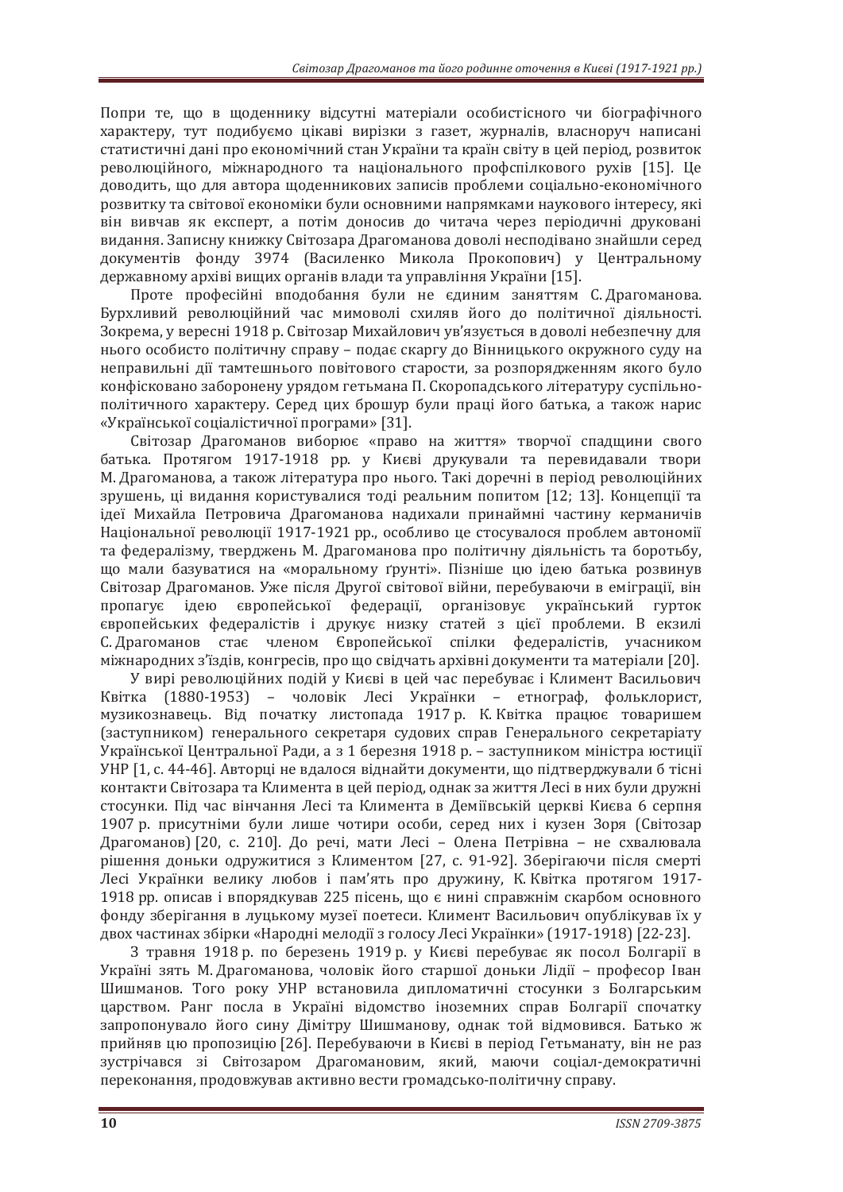Попри те, що в щоденнику відсутні матеріали особистісного чи біографічного характеру, тут подибуємо цікаві вирізки з газет, журналів, власноруч написані статистичні дані про економічний стан України та країн світу в цей період, розвиток революційного, міжнародного та національного профспілкового рухів [15]. Це доводить, що для автора щоденникових записів проблеми соціально-економічного розвитку та світової економіки були основними напрямками наукового інтересу, які він вивчав як експерт, а потім доносив до читача через періодичні друковані видання. Записну книжку Світозара Драгоманова доволі несподівано знайшли серед документів фонду 3974 (Василенко Микола Прокопович) у Центральному державному архіві вищих органів влади та управління України [15].

Проте професійні вподобання були не єдиним заняттям С. Драгоманова. Бурхливий революційний час мимоволі схиляв його до політичної діяльності. Зокрема, у вересні 1918 р. Світозар Михайлович ув'язується в доволі небезпечну для нього особисто політичну справу – подає скаргу до Вінницького окружного суду на неправильні дії тамтешнього повітового старости, за розпорядженням якого було конфісковано заборонену урядом гетьмана П. Скоропадського літературу суспільно-політичного характеру. Серед цих брошур були праці його батька, а також нарис «Української соціалістичної програми» [31].

Світозар Драгоманов виборює «право на життя» творчої спадщини свого батька. Протягом 1917-1918 рр. у Києві друкували та перевидавали твори М. Драгоманова, а також література про нього. Такі доречні в період революційних зрушень, ці видання користувалися тоді реальним попитом [12; 13]. Концепції та ідеї Михайла Петровича Драгоманова надихали принаймні частину керманичів Національної революції 1917-1921 рр., особливо це стосувалося проблем автономії та федералізму, тверджень М. Драгоманова про політичну діяльність та боротьбу, що мали базуватися на «моральному ґрунті». Пізніше цю ідею батька розвинув Світозар Драгоманов. Уже після Другої світової війни, перебуваючи в еміграції, він пропагує ідею європейської федерації, організовує український гурток європейських федералістів і друкує низку статей з цієї проблеми. В екзилі С. Драгоманов стає членом Європейської спілки федералістів, учасником міжнародних з'їздів, конгресів, про що свідчать архівні документи та матеріали [20].

У вирі революційних подій у Києві в цей час перебуває і Климент Васильович Квітка (1880-1953) – чоловік Лесі Українки – етнограф, фольклорист, музикознавець. Від початку листопада 1917 р. К. Квітка працює товаришем (заступником) генерального секретаря судових справ Генерального секретаріату Української Центральної Ради, а з 1 березня 1918 р. – заступником міністра юстиції УНР [1, с. 44-46]. Авторці не вдалося віднайти документи, що підтверджували б тісні контакти Світозара та Климента в цей період, однак за життя Лесі в них були дружні стосунки. Під час вінчання Лесі та Климента в Деміївській церкві Києва 6 серпня 1907 р. присутніми були лише чотири особи, серед них і кузен Зоря (Світозар Драгоманов) [20, с. 210]. До речі, мати Лесі – Олена Петрівна – не схвалювала рішення доньки одружитися з Климентом [27, с. 91-92]. Зберігаючи після смерті Лесі Українки велику любов і пам'ять про дружину, К. Квітка протягом 1917-1918 рр. описав і впорядкував 225 пісень, що є нині справжнім скарбом основного фонду зберігання в луцькому музеї поетеси. Климент Васильович опублікував їх у двох частинах збірки «Народні мелодії з голосу Лесі Українки» (1917-1918) [22-23].

З травня 1918 р. по березень 1919 р. у Києві перебуває як посол Болгарії в Україні зять М. Драгоманова, чоловік його старшої доньки Лідії – професор Іван Шишманов. Того року УНР встановила дипломатичні стосунки з Болгарським царством. Ранг посла в Україні відомство іноземних справ Болгарії спочатку запропонувало його сину Дімітру Шишманову, однак той відмовився. Батько ж прийняв цю пропозицію [26]. Перебуваючи в Києві в період Гетьманату, він не раз зустрічався зі Світозаром Драгомановим, який, маючи соціал-демократичні переконання, продовжував активно вести громадсько-політичну справу.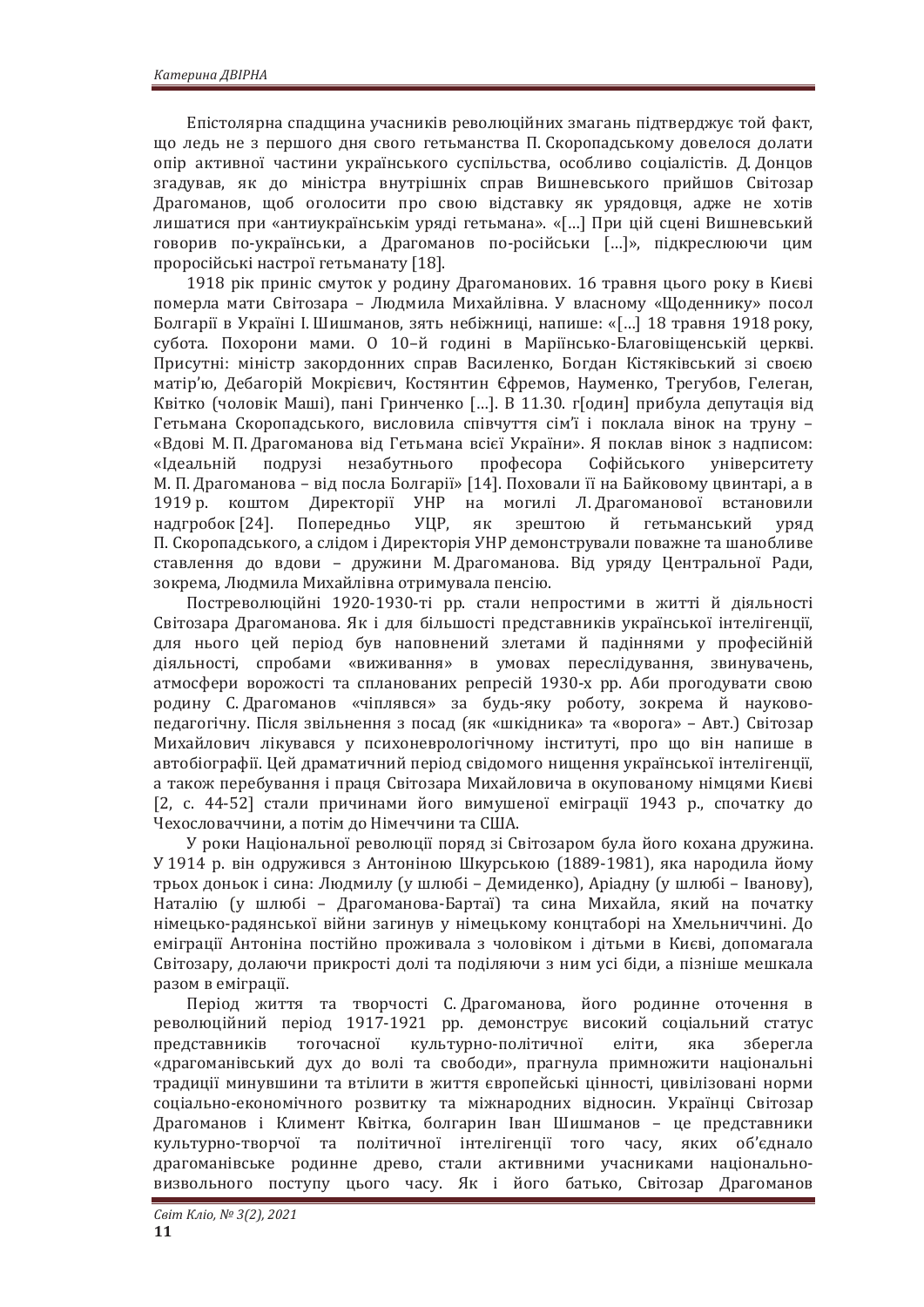Епістолярна спадщина учасників революційних змагань підтверджує той факт, що ледь не з першого дня свого гетьманства П. Скоропадському довелося долати опір активної частини українського суспільства, особливо соціалістів. Д. Донцов згадував, як до міністра внутрішніх справ Вишневського прийшов Світозар Драгоманов, щоб оголосити про свою відставку як урядовця, адже не хотів лишатися при «антиукраїнськім уряді гетьмана». «[…] При цій сцені Вишневський говорив по-українськи, а Драгоманов по-російськи […]», підкреслюючи цим проросійські настрої гетьманату [18].

1918 рік приніс смуток у родину Драгоманових. 16 травня цього року в Києві померла мати Світозара – Людмила Михайлівна. У власному «Щоденнику» посол Болгарії в Україні І. Шишманов, зять небіжниці, напише: «[…] 18 травня 1918 року, субота. Похорони мами. О 10–й годині в Маріїнсько-Благовіщенській церкві. Присутні: міністр закордонних справ Василенко, Богдан Кістяківський зі своєю матір'ю, Дебагорій Мокрієвич, Костянтин Єфремов, Науменко, Трегубов, Гелеган, Квітко (чоловік Маші), пані Гринченко […]. В 11.30. г[один] прибула депутація від Гетьмана Скоропадського, висловила співчуття сім'ї і поклала вінок на труну – «Вдові М. П. Драгоманова від Гетьмана всієї України». Я поклав вінок з надписом: «Ідеальній подрузі незабутнього професора Софійського університету М. П. Драгоманова – від посла Болгарії» [14]. Поховали її на Байковому цвинтарі, а в 1919 р. коштом Директорії УНР на могилі Л. Драгоманової встановили надгробок [24]. Попередньо УЦР, як зрештою й гетьманський уряд П. Скоропадського, а слідом і Директорія УНР демонстрували поважне та шанобливе ставлення до вдови – дружини М. Драгоманова. Від уряду Центральної Ради, зокрема, Людмила Михайлівна отримувала пенсію.

Постреволюційні 1920-1930-ті рр. стали непростими в житті й діяльності Світозара Драгоманова. Як і для більшості представників української інтелігенції, для нього цей період був наповнений злетами й падіннями у професійній діяльності, спробами «виживання» в умовах переслідування, звинувачень, атмосфери ворожості та спланованих репресій 1930-х рр. Аби прогодувати свою родину С. Драгоманов «чіплявся» за будь-яку роботу, зокрема й науково-педагогічну. Після звільнення з посад (як «шкідника» та «ворога» – Авт.) Світозар Михайлович лікувався у психоневрологічному інституті, про що він напише в автобіографії. Цей драматичний період свідомого нищення української інтелігенції, а також перебування і праця Світозара Михайловича в окупованому німцями Києві [2, с. 44-52] стали причинами його вимушеної еміграції 1943 р., спочатку до Чехословаччини, а потім до Німеччини та США.

У роки Національної революції поряд зі Світозаром була його кохана дружина. У 1914 р. він одружився з Антоніною Шкурською (1889-1981), яка народила йому трьох доньок і сина: Людмилу (у шлюбі – Демиденко), Аріадну (у шлюбі – Іванову), Наталію (у шлюбі – Драгоманова-Бартаї) та сина Михайла, який на початку німецько-радянської війни загинув у німецькому концтаборі на Хмельниччині. До еміграції Антоніна постійно проживала з чоловіком і дітьми в Києві, допомагала Світозару, долаючи прикрості долі та поділяючи з ним усі біди, а пізніше мешкала разом в еміграції.

Період життя та творчості С. Драгоманова, його родинне оточення в революційний період 1917-1921 рр. демонструє високий соціальний статус представників тогочасної культурно-політичної еліти, яка зберегла «драгоманівський дух до волі та свободи», прагнула примножити національні традиції минувшини та втілити в життя європейські цінності, цивілізовані норми соціально-економічного розвитку та міжнародних відносин. Українці Світозар Драгоманов і Климент Квітка, болгарин Іван Шишманов – це представники культурно-творчої та політичної інтелігенції того часу, яких об'єднало драгоманівське родинне древо, стали активними учасниками національно-визвольного поступу цього часу. Як і його батько, Світозар Драгоманов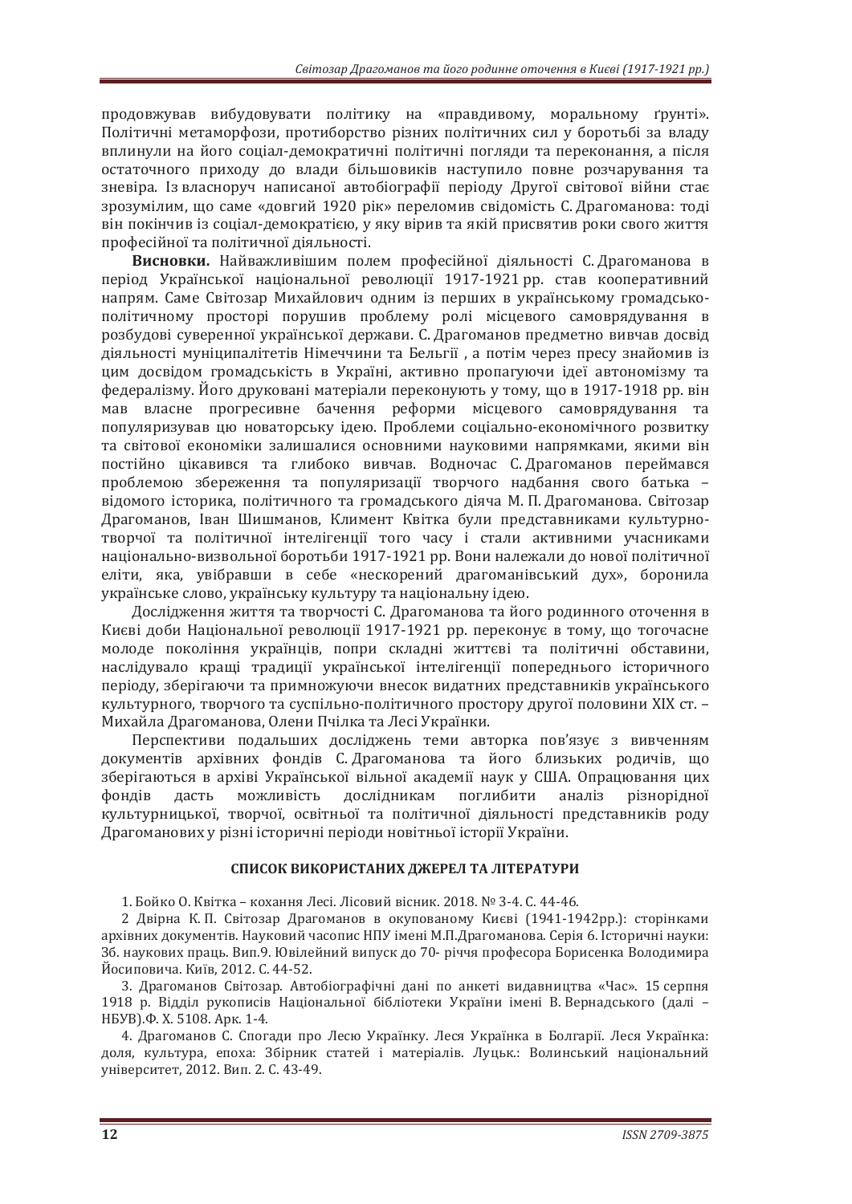продовжував вибудовувати політику на «правдивому, моральному ґрунті». Політичні метаморфози, протиборство різних політичних сил у боротьбі за владу вплинули на його соціал-демократичні політичні погляди та переконання, а після остаточного приходу до влади більшовиків наступило повне розчарування та зневіра. Із власноруч написаної автобіографії періоду Другої світової війни стає зрозумілим, що саме «довгий 1920 рік» переломив свідомість С. Драгоманова: тоді він покінчив із соціал-демократією, у яку вірив та якій присвятив роки свого життя професійної та політичної діяльності.

**Висновки.** Найважливішим полем професійної діяльності С. Драгоманова в період Української національної революції 1917-1921 рр. став кооперативний напрям. Саме Світозар Михайлович одним із перших в українському громадсько-політичному просторі порушив проблему ролі місцевого самоврядування в розбудові суверенної української держави. С. Драгоманов предметно вивчав досвід діяльності муніципалітетів Німеччини та Бельгії , а потім через пресу знайомив із цим досвідом громадськість в Україні, активно пропагуючи ідеї автономізму та федералізму. Його друковані матеріали переконують у тому, що в 1917-1918 рр. він мав власне прогресивне бачення реформи місцевого самоврядування та популяризував цю новаторську ідею. Проблеми соціально-економічного розвитку та світової економіки залишалися основними науковими напрямками, якими він постійно цікавився та глибоко вивчав. Водночас С. Драгоманов переймався проблемою збереження та популяризації творчого надбання свого батька – відомого історика, політичного та громадського діяча М. П. Драгоманова. Світозар Драгоманов, Іван Шишманов, Климент Квітка були представниками культурно-творчої та політичної інтелігенції того часу і стали активними учасниками національно-визвольної боротьби 1917-1921 рр. Вони належали до нової політичної еліти, яка, увібравши в себе «нескорений драгоманівський дух», боронила українське слово, українську культуру та національну ідею.

Дослідження життя та творчості С. Драгоманова та його родинного оточення в Києві доби Національної революції 1917-1921 рр. переконує в тому, що тогочасне молоде покоління українців, попри складні життєві та політичні обставини, наслідувало кращі традиції української інтелігенції попереднього історичного періоду, зберігаючи та примножуючи внесок видатних представників українського культурного, творчого та суспільно-політичного простору другої половини XIX ст. – Михайла Драгоманова, Олени Пчілка та Лесі Українки.

Перспективи подальших досліджень теми авторка пов'язує з вивченням документів архівних фондів С. Драгоманова та його близьких родичів, що зберігаються в архіві Української вільної академії наук у США. Опрацювання цих фондів дасть можливість дослідникам поглибити аналіз різнорідної культурницької, творчої, освітньої та політичної діяльності представників роду Драгоманових у різні історичні періоди новітньої історії України.

## СПИСОК ВИКОРИСТАНИХ ДЖЕРЕЛ ТА ЛІТЕРАТУРИ

1. Бойко О. Квітка – кохання Лесі. Лісовий вісник. 2018. № 3-4. С. 44-46.

2 Двірна К. П. Світозар Драгоманов в окупованому Києві (1941-1942рр.): сторінками архівних документів. Науковий часопис НПУ імені М.П.Драгоманова. Серія 6. Історичні науки: Зб. наукових праць. Вип.9. Ювілейний випуск до 70- річчя професора Борисенка Володимира Йосиповича. Київ, 2012. С. 44-52.

3. Драгоманов Світозар. Автобіографічні дані по анкеті видавництва «Час». 15 серпня 1918 р. Відділ рукописів Національної бібліотеки України імені В. Вернадського (далі – НБУВ).Ф. Х. 5108. Арк. 1-4.

4. Драгоманов С. Спогади про Лесю Українку. Леся Українка в Болгарії. Леся Українка: доля, культура, епоха: Збірник статей і матеріалів. Луцьк.: Волинський національний університет, 2012. Вип. 2. С. 43-49.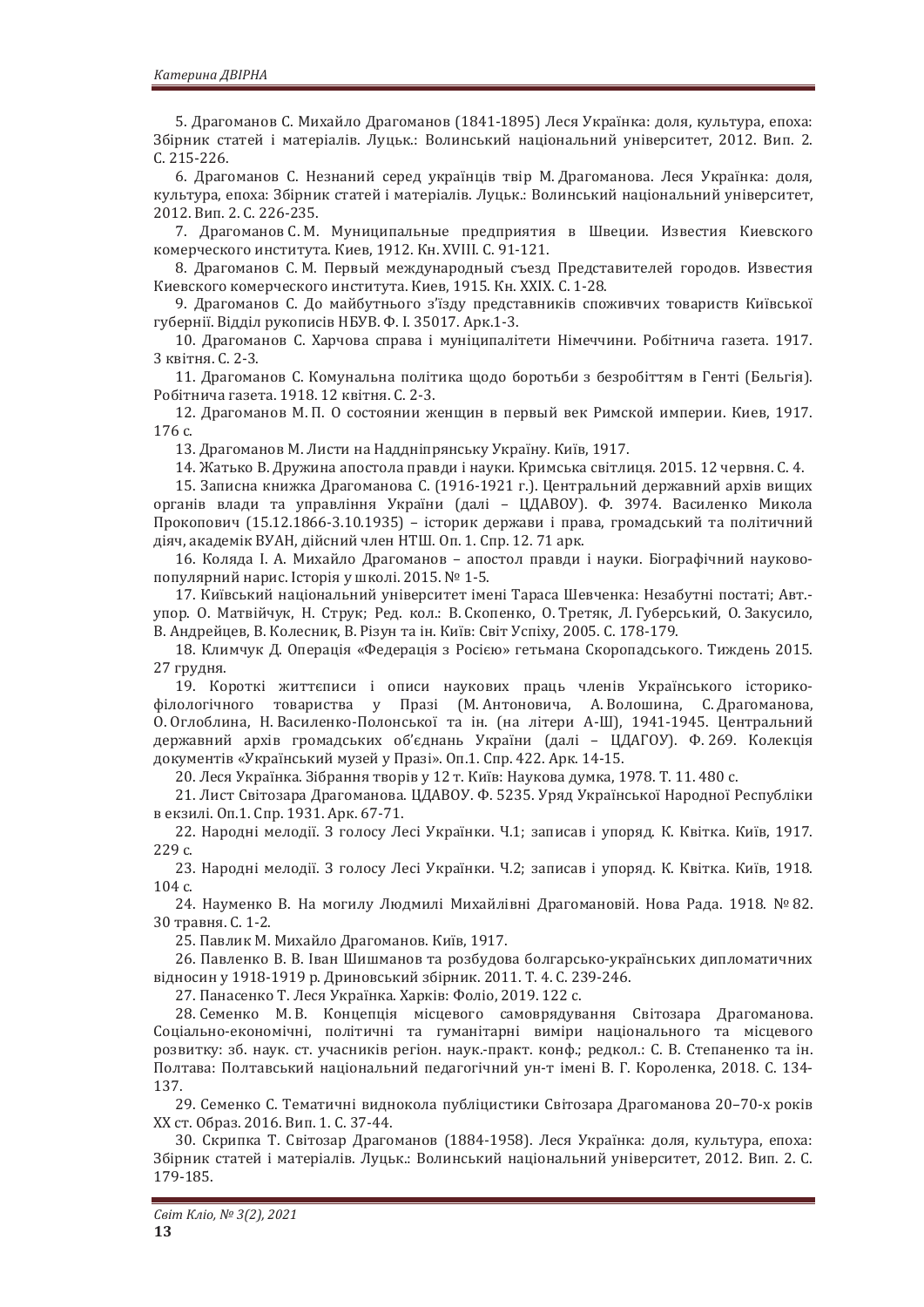5. Драгоманов С. Михайло Драгоманов (1841-1895) Леся Українка: доля, культура, епоха: Збірник статей і матеріалів. Луцьк.: Волинський національний університет, 2012. Вип. 2. С. 215-226.

6. Драгоманов С. Незнаний серед українців твір М. Драгоманова. Леся Українка: доля, культура, епоха: Збірник статей і матеріалів. Луцьк.: Волинський національний університет, 2012. Вип. 2. С. 226-235.

7. Драгоманов С. М. Муниципальные предприятия в Швеции. Известия Киевского комерческого института. Киев, 1912. Кн. XVIII. С. 91-121.

8. Драгоманов С. М. Первый международный съезд Представителей городов. Известия Киевского комерческого института. Киев, 1915. Кн. XXIX. С. 1-28.

9. Драгоманов С. До майбутнього з'їзду представників споживчих товариств Київської губернії. Відділ рукописів НБУВ. Ф. I. 35017. Арк.1-3.

10. Драгоманов С. Харчова справа і муніципалітети Німеччини. Робітнича газета. 1917. 3 квітня. С. 2-3.

11. Драгоманов С. Комунальна політика щодо боротьби з безробіттям в Генті (Бельгія). Робітнича газета. 1918. 12 квітня. С. 2-3.

12. Драгоманов М. П. О состоянии женщин в первый век Римской империи. Киев, 1917. 176 с.

13. Драгоманов М. Листи на Наддніпрянську Україну. Київ, 1917.

14. Жатько В. Дружина апостола правди і науки. Кримська світлиця. 2015. 12 червня. С. 4.

15. Записна книжка Драгоманова С. (1916-1921 г.). Центральний державний архів вищих органів влади та управління України (далі – ЦДАВОУ). Ф. 3974. Василенко Микола Прокопович (15.12.1866-3.10.1935) – історик держави і права, громадський та політичний діяч, академік ВУАН, дійсний член НТШ. Оп. 1. Спр. 12. 71 арк.

16. Коляда І. А. Михайло Драгоманов – апостол правди і науки. Біографічний науково-популярний нарис. Історія у школі. 2015. № 1-5.

17. Київський національний університет імені Тараса Шевченка: Незабутні постаті; Авт.-упор. О. Матвійчук, Н. Струк; Ред. кол.: В. Скопенко, О. Третяк, Л. Губерський, О. Закусило, В. Андрейцев, В. Колесник, В. Різун та ін. Київ: Світ Успіху, 2005. С. 178-179.

18. Климчук Д. Операція «Федерація з Росією» гетьмана Скоропадського. Тиждень 2015. 27 грудня.

19. Короткі життєписи і описи наукових праць членів Українського історико-філологічного товариства у Празі (М. Антоновича, А. Волошина, С. Драгоманова, О. Оглоблина, Н. Василенко-Полонської та ін. (на літери А-Ш), 1941-1945. Центральний державний архів громадських об'єднань України (далі – ЦДАГОУ). Ф. 269. Колекція документів «Український музей у Празі». Оп.1. Спр. 422. Арк. 14-15.

20. Леся Українка. Зібрання творів у 12 т. Київ: Наукова думка, 1978. Т. 11. 480 с.

21. Лист Світозара Драгоманова. ЦДАВОУ. Ф. 5235. Уряд Української Народної Республіки в екзилі. Оп.1. Спр. 1931. Арк. 67-71.

22. Народні мелодії. З голосу Лесі Українки. Ч.1; записав і упоряд. К. Квітка. Київ, 1917. 229 с.

23. Народні мелодії. З голосу Лесі Українки. Ч.2; записав і упоряд. К. Квітка. Київ, 1918. 104 с.

24. Науменко В. На могилу Людмилі Михайлівні Драгомановій. Нова Рада. 1918. № 82. 30 травня. С. 1-2.

25. Павлик М. Михайло Драгоманов. Київ, 1917.

26. Павленко В. В. Іван Шишманов та розбудова болгарсько-українських дипломатичних відносин у 1918-1919 р. Дриновський збірник. 2011. Т. 4. С. 239-246.

27. Панасенко Т. Леся Українка. Харків: Фоліо, 2019. 122 с.

28. Семенко М. В. Концепція місцевого самоврядування Світозара Драгоманова. Соціально-економічні, політичні та гуманітарні виміри національного та місцевого розвитку: зб. наук. ст. учасників регіон. наук.-практ. конф.; редкол.: С. В. Степаненко та ін. Полтава: Полтавський національний педагогічний ун-т імені В. Г. Короленка, 2018. С. 134-137.

29. Семенко С. Тематичні виднокола публіцистики Світозара Драгоманова 20–70-х років ХХ ст. Образ. 2016. Вип. 1. С. 37-44.

30. Скрипка Т. Світозар Драгоманов (1884-1958). Леся Українка: доля, культура, епоха: Збірник статей і матеріалів. Луцьк.: Волинський національний університет, 2012. Вип. 2. С. 179-185.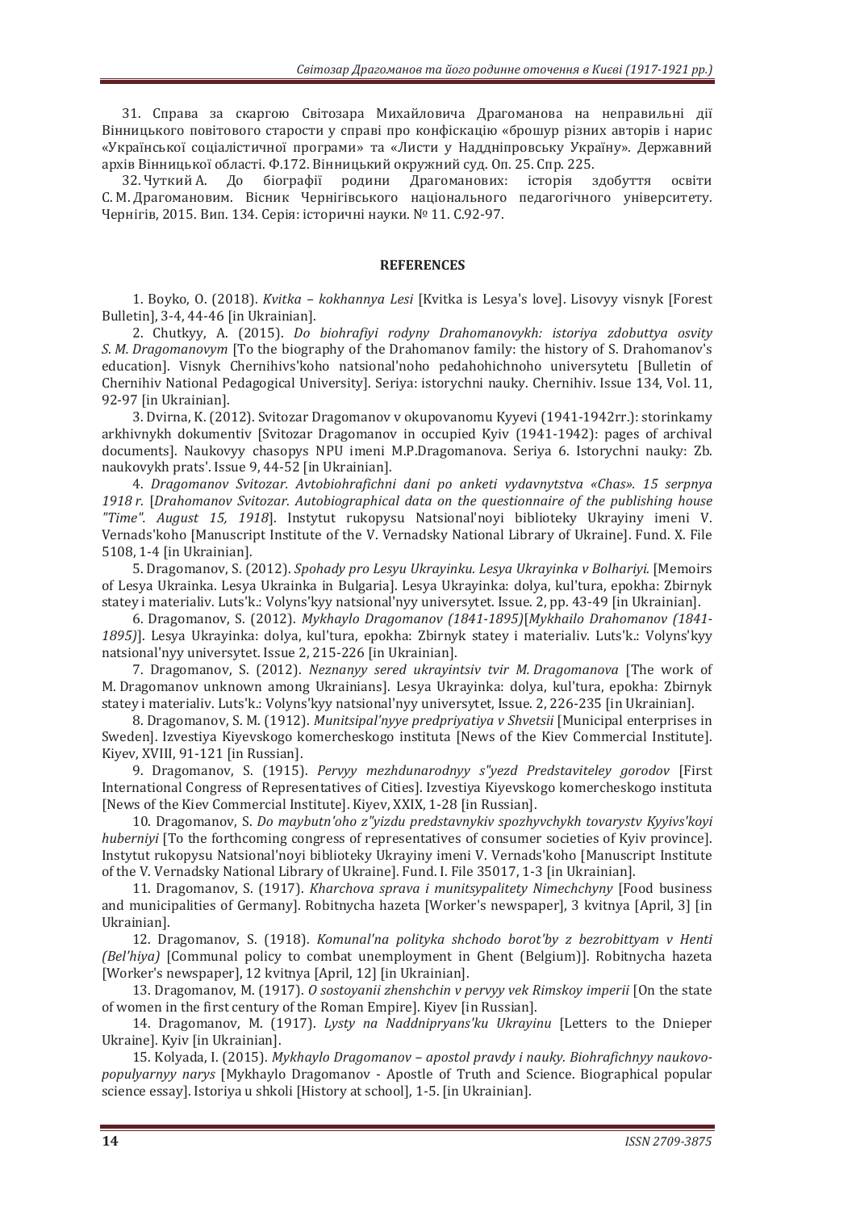31. Справа за скаргою Світозара Михайловича Драгоманова на неправильні дії Вінницького повітового старости у справі про конфіскацію «брошур різних авторів і нарис «Української соціалістичної програми» та «Листи у Наддніпровську Україну». Державний архів Вінницької області. Ф.172. Вінницький окружний суд. Оп. 25. Спр. 225.

32. Чуткий А. До біографії родини Драгоманових: історія здобуття освіти С. М. Драгомановим. Вісник Чернігівського національного педагогічного університету. Чернігів, 2015. Вип. 134. Серія: історичні науки. № 11. С.92-97.

## REFERENCES

1. Boyko, O. (2018). *Kvitka – kokhannya Lesi* [Kvitka is Lesya's love]. Lisovyy visnyk [Forest Bulletin], 3-4, 44-46 [in Ukrainian].

2. Chutkyy, A. (2015). *Do biohrafiyi rodyny Drahomanovykh: istoriya zdobuttya osvity S. M. Dragomanovym* [To the biography of the Drahomanov family: the history of S. Drahomanov's education]. Visnyk Chernihivs'koho natsional'noho pedahohichnoho universytetu [Bulletin of Chernihiv National Pedagogical University]. Seriya: istorychni nauky. Chernihiv. Issue 134, Vol. 11, 92-97 [in Ukrainian].

3. Dvirna, K. (2012). Svitozar Dragomanov v okupovanomu Kyyevi (1941-1942rr.): storinkamy arkhivnykh dokumentiv [Svitozar Dragomanov in occupied Kyiv (1941-1942): pages of archival documents]. Naukovyy chasopys NPU imeni M.P.Dragomanova. Seriya 6. Istorychni nauky: Zb. naukovykh prats'. Issue 9, 44-52 [in Ukrainian].

4. *Dragomanov Svitozar. Avtobiohrafichni dani po anketi vydavnytstva «Chas». 15 serpnya 1918 r.* [*Drahomanov Svitozar. Autobiographical data on the questionnaire of the publishing house "Time". August 15, 1918*]. Instytut rukopysu Natsional'noyi biblioteky Ukrayiny imeni V. Vernads'koho [Manuscript Institute of the V. Vernadsky National Library of Ukraine]. Fund. X. File 5108, 1-4 [in Ukrainian].

5. Dragomanov, S. (2012). *Spohady pro Lesyu Ukrayinku. Lesya Ukrayinka v Bolhariyi.* [Memoirs of Lesya Ukrainka. Lesya Ukrainka in Bulgaria]. Lesya Ukrayinka: dolya, kul'tura, epokha: Zbirnyk statey i materialiv. Luts'k.: Volyns'kyy natsional'nyy universytet. Issue. 2, pp. 43-49 [in Ukrainian].

6. Dragomanov, S. (2012). *Mykhaylo Dragomanov (1841-1895)*[*Mykhailo Drahomanov (1841-1895)*]. Lesya Ukrayinka: dolya, kul'tura, epokha: Zbirnyk statey i materialiv. Luts'k.: Volyns'kyy natsional'nyy universytet. Issue 2, 215-226 [in Ukrainian].

7. Dragomanov, S. (2012). *Neznanyy sered ukrayintsiv tvir M. Dragomanova* [The work of M. Dragomanov unknown among Ukrainians]. Lesya Ukrayinka: dolya, kul'tura, epokha: Zbirnyk statey i materialiv. Luts'k.: Volyns'kyy natsional'nyy universytet, Issue. 2, 226-235 [in Ukrainian].

8. Dragomanov, S. M. (1912). *Munitsipal'nyye predpriyatiya v Shvetsii* [Municipal enterprises in Sweden]. Izvestiya Kiyevskogo komercheskogo instituta [News of the Kiev Commercial Institute]. Kiyev, XVIII, 91-121 [in Russian].

9. Dragomanov, S. (1915). *Pervyy mezhdunarodnyy s"yezd Predstaviteley gorodov* [First International Congress of Representatives of Cities]. Izvestiya Kiyevskogo komercheskogo instituta [News of the Kiev Commercial Institute]. Kiyev, XXIX, 1-28 [in Russian].

10. Dragomanov, S. *Do maybutn'oho z"yizdu predstavnykiv spozhyvchykh tovarystv Kyyivs'koyi huberniyi* [To the forthcoming congress of representatives of consumer societies of Kyiv province]. Instytut rukopysu Natsional'noyi biblioteky Ukrayiny imeni V. Vernads'koho [Manuscript Institute of the V. Vernadsky National Library of Ukraine]. Fund. I. File 35017, 1-3 [in Ukrainian].

11. Dragomanov, S. (1917). *Kharchova sprava i munitsypalitety Nimechchyny* [Food business and municipalities of Germany]. Robitnycha hazeta [Worker's newspaper], 3 kvitnya [April, 3] [in Ukrainian].

12. Dragomanov, S. (1918). *Komunal'na polityka shchodo borot'by z bezrobittyam v Henti (Bel'hiya)* [Communal policy to combat unemployment in Ghent (Belgium)]. Robitnycha hazeta [Worker's newspaper], 12 kvitnya [April, 12] [in Ukrainian].

13. Dragomanov, M. (1917). *O sostoyanii zhenshchin v pervyy vek Rimskoy imperii* [On the state of women in the first century of the Roman Empire]. Kiyev [in Russian].

14. Dragomanov, M. (1917). *Lysty na Naddnipryans'ku Ukrayinu* [Letters to the Dnieper Ukraine]. Kyiv [in Ukrainian].

15. Kolyada, I. (2015). *Mykhaylo Dragomanov – apostol pravdy i nauky. Biohrafichnyy naukovo-populyarnyy narys* [Mykhaylo Dragomanov - Apostle of Truth and Science. Biographical popular science essay]. Istoriya u shkoli [History at school], 1-5. [in Ukrainian].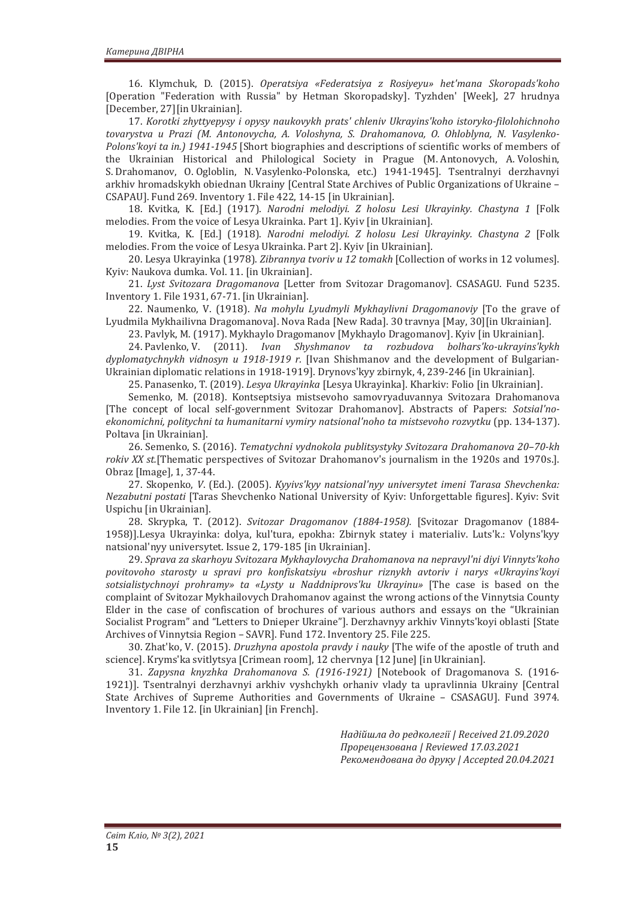16. Klymchuk, D. (2015). *Operatsiya «Federatsiya z Rosiyeyu» het'mana Skoropads'koho* [Operation "Federation with Russia" by Hetman Skoropadsky]. Tyzhden' [Week], 27 hrudnya [December, 27][in Ukrainian].

17. *Korotki zhyttyepysy i opysy naukovykh prats' chleniv Ukrayins'koho istoryko-filolohichnoho tovarystva u Prazi (M. Antonovycha, A. Voloshyna, S. Drahomanova, O. Ohloblyna, N. Vasylenko-Polons'koyi ta in.) 1941-1945* [Short biographies and descriptions of scientific works of members of the Ukrainian Historical and Philological Society in Prague (M. Antonovych, A. Voloshin, S. Drahomanov, O. Ogloblin, N. Vasylenko-Polonska, etc.) 1941-1945]. Tsentralnyi derzhavnyi arkhiv hromadskykh obiednan Ukrainy [Central State Archives of Public Organizations of Ukraine – CSAPAU]. Fund 269. Inventory 1. File 422, 14-15 [in Ukrainian].

18. Kvitka, K. [Ed.] (1917). *Narodni melodiyi. Z holosu Lesi Ukrayinky. Chastyna 1* [Folk melodies. From the voice of Lesya Ukrainka. Part 1]. Kyiv [in Ukrainian].

19. Kvitka, K. [Ed.] (1918). *Narodni melodiyi. Z holosu Lesi Ukrayinky. Chastyna 2* [Folk melodies. From the voice of Lesya Ukrainka. Part 2]. Kyiv [in Ukrainian].

20. Lesya Ukrayinka (1978). *Zibrannya tvoriv u 12 tomakh* [Collection of works in 12 volumes]. Kyiv: Naukova dumka. Vol. 11. [in Ukrainian].

21. *Lyst Svitozara Dragomanova* [Letter from Svitozar Dragomanov]. CSASAGU. Fund 5235. Inventory 1. File 1931, 67-71. [in Ukrainian].

22. Naumenko, V. (1918). *Na mohylu Lyudmyli Mykhaylivni Dragomanoviy* [To the grave of Lyudmila Mykhailivna Dragomanova]. Nova Rada [New Rada]. 30 travnya [May, 30][in Ukrainian].

23. Pavlyk, M. (1917). Mykhaylo Dragomanov [Mykhaylo Dragomanov]. Kyiv [in Ukrainian].

24. Pavlenko, V. (2011). *Ivan Shyshmanov ta rozbudova bolhars'ko-ukrayins'kykh dyplomatychnykh vidnosyn u 1918-1919 r.* [Ivan Shishmanov and the development of Bulgarian-Ukrainian diplomatic relations in 1918-1919]. Drynovs'kyy zbirnyk, 4, 239-246 [in Ukrainian].

25. Panasenko, T. (2019). *Lesya Ukrayinka* [Lesya Ukrayinka]. Kharkiv: Folio [in Ukrainian].

Semenko, M. (2018). Kontseptsiya mistsevoho samovryaduvannya Svitozara Drahomanova [The concept of local self-government Svitozar Drahomanov]. Abstracts of Papers: *Sotsial'no-ekonomichni, politychni ta humanitarni vymiry natsional'noho ta mistsevoho rozvytku* (pp. 134-137). Poltava [in Ukrainian].

26. Semenko, S. (2016). *Tematychni vydnokola publitsystyky Svitozara Drahomanova 20–70-kh rokiv XX st.*[Thematic perspectives of Svitozar Drahomanov's journalism in the 1920s and 1970s.]. Obraz [Image], 1, 37-44.

27. Skopenko, *V*. (Ed.). (2005). *Kyyivs'kyy natsional'nyy universytet imeni Tarasa Shevchenka: Nezabutni postati* [Taras Shevchenko National University of Kyiv: Unforgettable figures]. Kyiv: Svit Uspichu [in Ukrainian].

28. Skrypka, T. (2012). *Svitozar Dragomanov (1884-1958)*. [Svitozar Dragomanov (1884-1958)].Lesya Ukrayinka: dolya, kul'tura, epokha: Zbirnyk statey i materialiv. Luts'k.: Volyns'kyy natsional'nyy universytet. Issue 2, 179-185 [in Ukrainian].

29. *Sprava za skarhoyu Svitozara Mykhaylovycha Drahomanova na nepravyl'ni diyi Vinnyts'koho povitovoho starosty u spravi pro konfiskatsiyu «broshur riznykh avtoriv i narys «Ukrayins'koyi sotsialistychnoyi prohramy» ta «Lysty u Naddniprovs'ku Ukrayinu»* [The case is based on the complaint of Svitozar Mykhailovych Drahomanov against the wrong actions of the Vinnytsia County Elder in the case of confiscation of brochures of various authors and essays on the "Ukrainian Socialist Program" and "Letters to Dnieper Ukraine"]. Derzhavnyy arkhiv Vinnyts'koyi oblasti [State Archives of Vinnytsia Region – SAVR]. Fund 172. Inventory 25. File 225.

30. Zhat'ko, V. (2015). *Druzhyna apostola pravdy i nauky* [The wife of the apostle of truth and science]. Kryms'ka svitlytsya [Crimean room], 12 chervnya [12 June] [in Ukrainian].

31. *Zapysna knyzhka Drahomanova S. (1916-1921)* [Notebook of Dragomanova S. (1916-1921)]. Tsentralnyi derzhavnyi arkhiv vyshchykh orhaniv vlady ta upravlinnia Ukrainy [Central State Archives of Supreme Authorities and Governments of Ukraine – CSASAGU]. Fund 3974. Inventory 1. File 12. [in Ukrainian] [in French].

*Надійшла до редколегії | Received 21.09.2020*
*Прорецензована | Reviewed 17.03.2021*
*Рекомендована до друку | Accepted 20.04.2021*